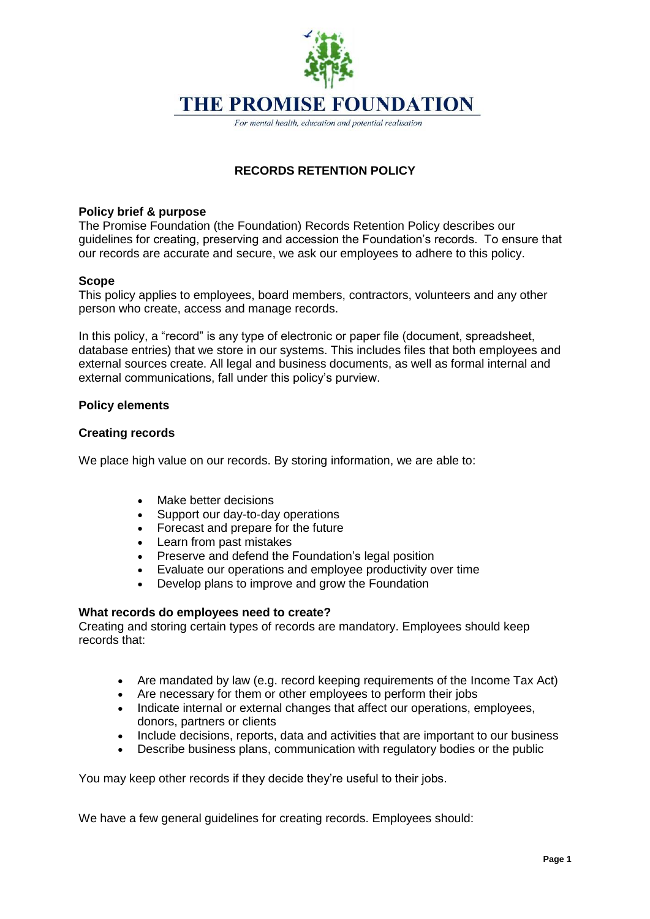# THE PROMISE FOUNDATION

*For mental health, education and potential realisation*

## RECORDS RETENTION POLICY

**Policy brief & purpose**

The Promise Foundation (the Foundation) Records Retention Policy describes our guidelines for creating, preserving and accession the Foundation's records. To ensure that our records are accurate and secure, we ask our employees to adhere to this policy.

**Scope**

This policy applies to employees, board members, contractors, volunteers and any other person who create, access and manage records.

In this policy, a "record" is any type of electronic or paper file (document, spreadsheet, database entries) that we store in our systems. This includes files that both employees and external sources create. All legal and business documents, as well as formal internal and external communications, fall under this policy's purview.

**Policy elements**

**Creating records**

We place high value on our records. By storing information, we are able to:

- Make better decisions
- Support our day-to-day operations
- Forecast and prepare for the future
- Learn from past mistakes
- Preserve and defend the Foundation's legal position
- Evaluate our operations and employee productivity over time
- Develop plans to improve and grow the Foundation

**What records do employees need to create?**

Creating and storing certain types of records are mandatory. Employees should keep records that:

- Are mandated by law (e.g. record keeping requirements of the Income Tax Act)
- Are necessary for them or other employees to perform their jobs
- Indicate internal or external changes that affect our operations, employees, donors, partners or clients
- Include decisions, reports, data and activities that are important to our business
- Describe business plans, communication with regulatory bodies or the public

You may keep other records if they decide they're useful to their jobs.

We have a few general guidelines for creating records. Employees should: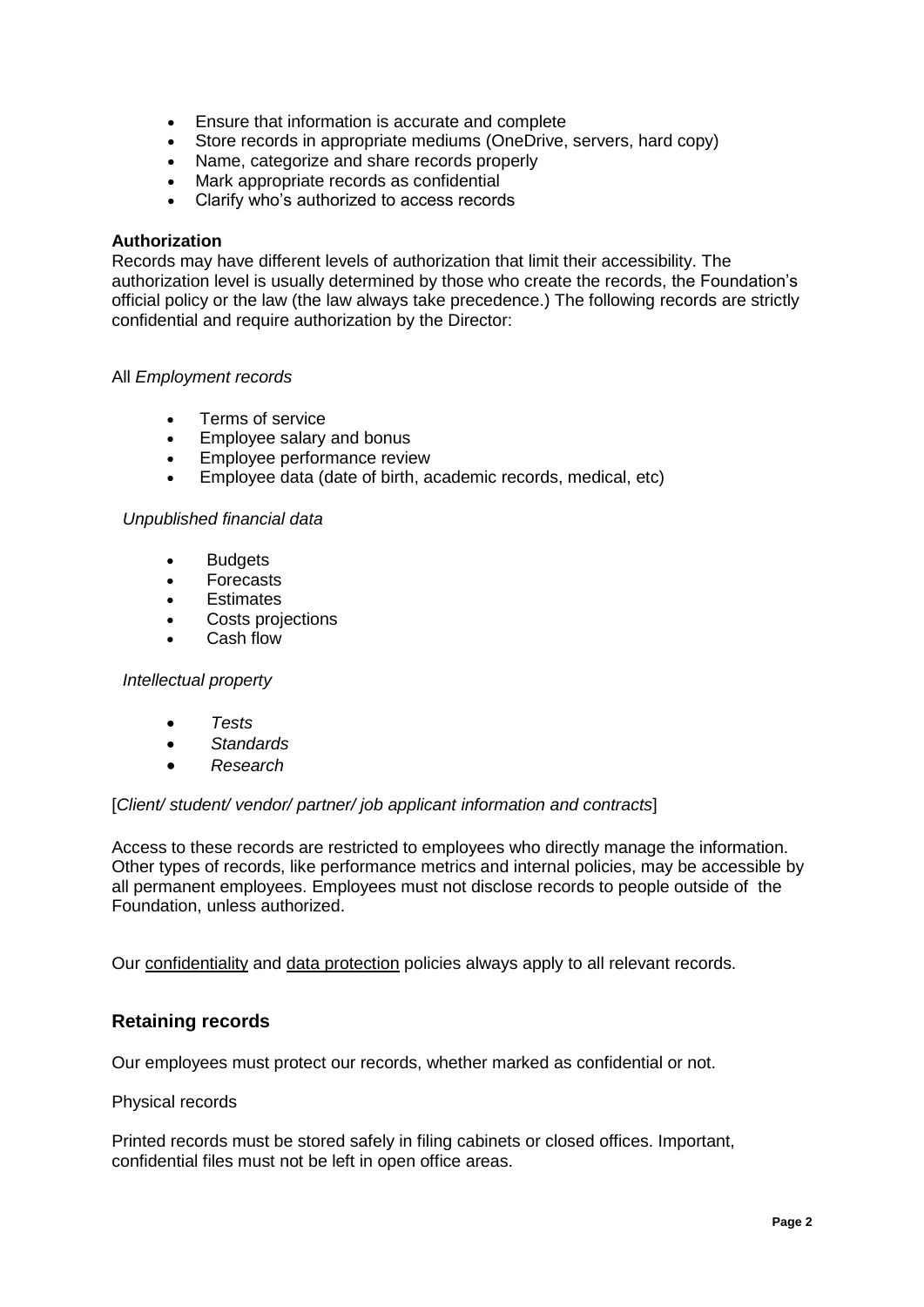- Ensure that information is accurate and complete
- Store records in appropriate mediums (OneDrive, servers, hard copy)
- Name, categorize and share records properly
- Mark appropriate records as confidential
- Clarify who's authorized to access records

**Authorization**

Records may have different levels of authorization that limit their accessibility. The authorization level is usually determined by those who create the records, the Foundation's official policy or the law (the law always take precedence.) The following records are strictly confidential and require authorization by the Director:

All *Employment records*

- Terms of service
- Employee salary and bonus
- Employee performance review
- Employee data (date of birth, academic records, medical, etc)

*Unpublished financial data*

- Budgets
- Forecasts
- Estimates
- Costs projections
- Cash flow

*Intellectual property*

- *Tests*
- *Standards*
- *Research*

[*Client/ student/ vendor/ partner/ job applicant information and contracts*]

Access to these records are restricted to employees who directly manage the information. Other types of records, like performance metrics and internal policies, may be accessible by all permanent employees. Employees must not disclose records to people outside of the Foundation, unless authorized.

Our confidentiality and data protection policies always apply to all relevant records.

## Retaining records

Our employees must protect our records, whether marked as confidential or not.

Physical records

Printed records must be stored safely in filing cabinets or closed offices. Important, confidential files must not be left in open office areas.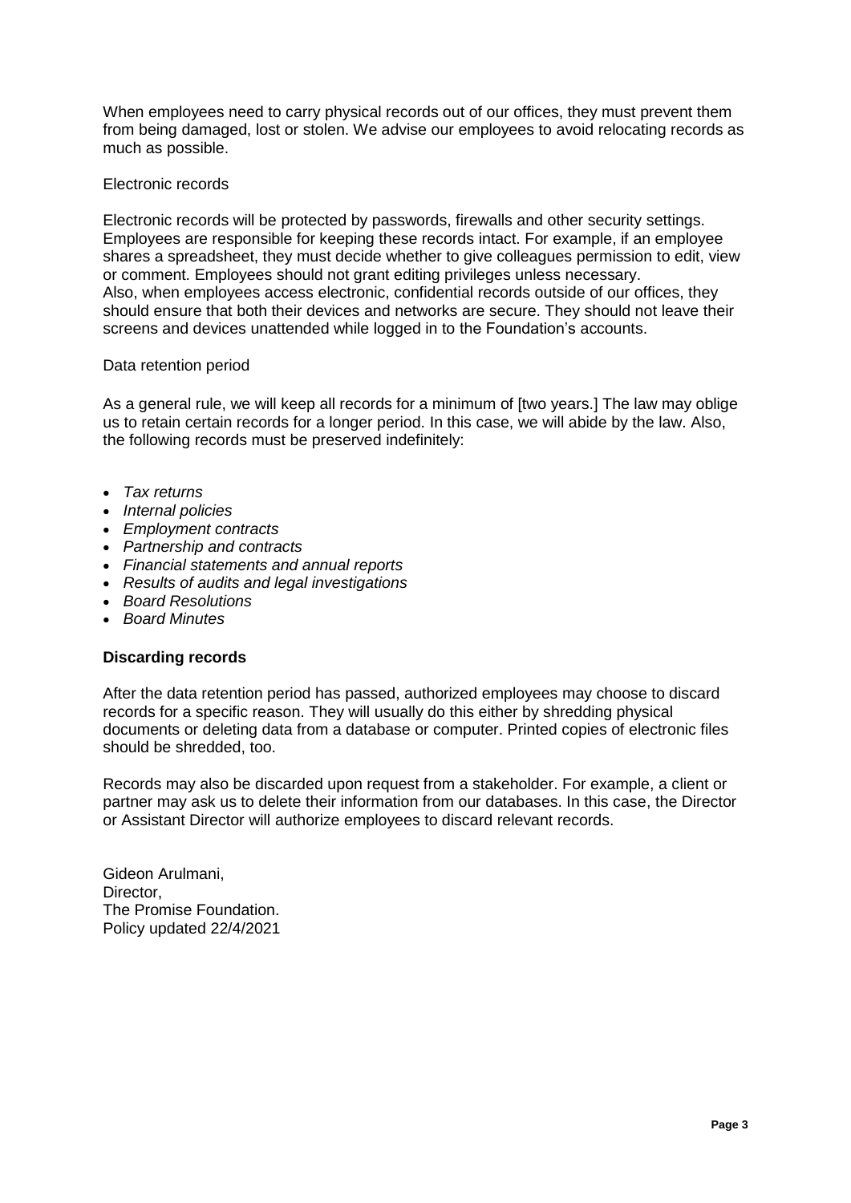When employees need to carry physical records out of our offices, they must prevent them from being damaged, lost or stolen. We advise our employees to avoid relocating records as much as possible.

Electronic records

Electronic records will be protected by passwords, firewalls and other security settings. Employees are responsible for keeping these records intact. For example, if an employee shares a spreadsheet, they must decide whether to give colleagues permission to edit, view or comment. Employees should not grant editing privileges unless necessary.
Also, when employees access electronic, confidential records outside of our offices, they should ensure that both their devices and networks are secure. They should not leave their screens and devices unattended while logged in to the Foundation's accounts.

Data retention period

As a general rule, we will keep all records for a minimum of [two years.] The law may oblige us to retain certain records for a longer period. In this case, we will abide by the law. Also, the following records must be preserved indefinitely:

- *Tax returns*
- *Internal policies*
- *Employment contracts*
- *Partnership and contracts*
- *Financial statements and annual reports*
- *Results of audits and legal investigations*
- *Board Resolutions*
- *Board Minutes*

**Discarding records**

After the data retention period has passed, authorized employees may choose to discard records for a specific reason. They will usually do this either by shredding physical documents or deleting data from a database or computer. Printed copies of electronic files should be shredded, too.

Records may also be discarded upon request from a stakeholder. For example, a client or partner may ask us to delete their information from our databases. In this case, the Director or Assistant Director will authorize employees to discard relevant records.

Gideon Arulmani,
Director,
The Promise Foundation.
Policy updated 22/4/2021